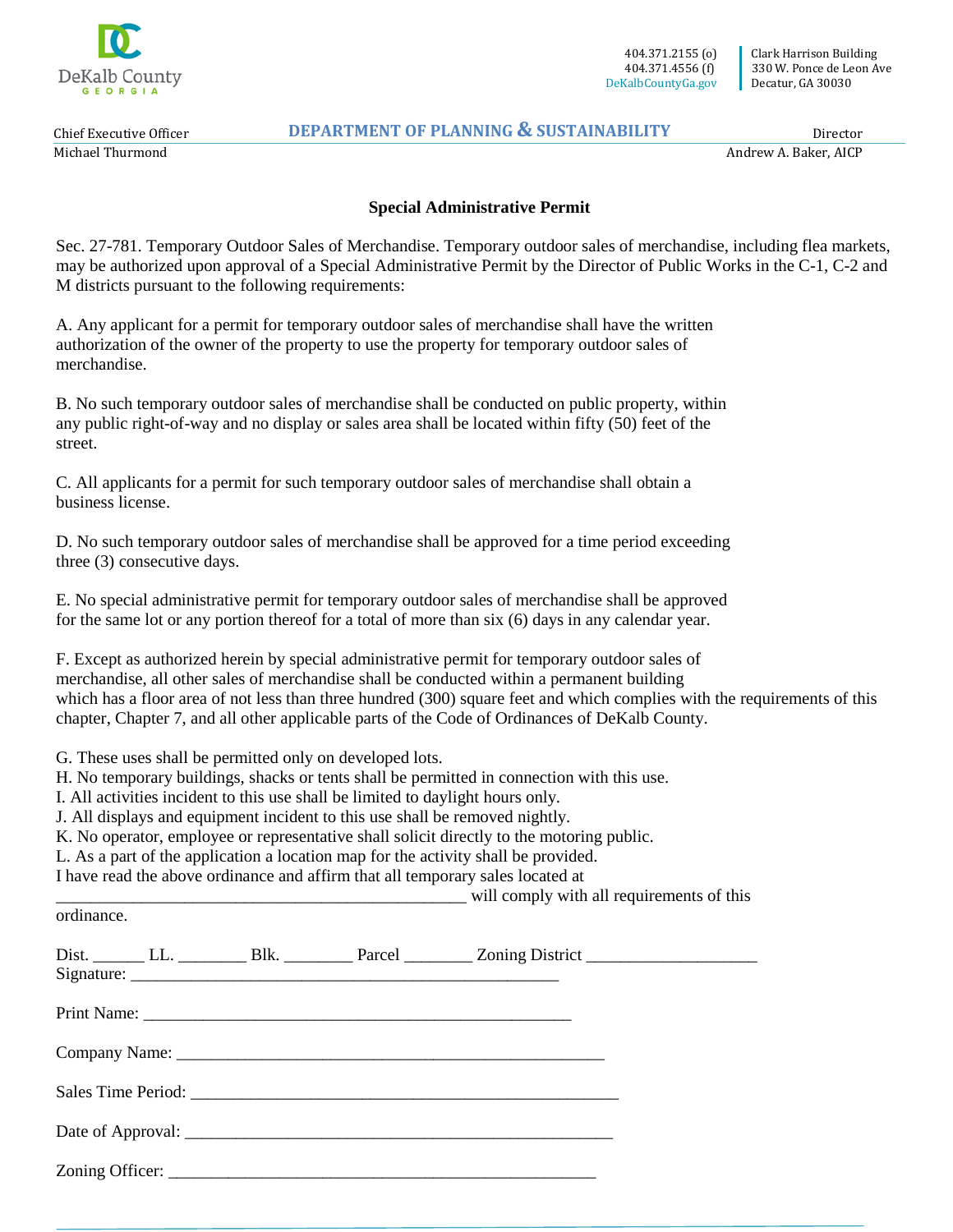DeKalb County GEORGIA

404.371.2155 (o)
404.371.4556 (f)
DeKalbCountyGa.gov

Clark Harrison Building
330 W. Ponce de Leon Ave
Decatur, GA 30030

Chief Executive Officer
Michael Thurmond

**DEPARTMENT OF PLANNING & SUSTAINABILITY**

Director
Andrew A. Baker, AICP

## Special Administrative Permit

Sec. 27-781. Temporary Outdoor Sales of Merchandise. Temporary outdoor sales of merchandise, including flea markets, may be authorized upon approval of a Special Administrative Permit by the Director of Public Works in the C-1, C-2 and M districts pursuant to the following requirements:

A. Any applicant for a permit for temporary outdoor sales of merchandise shall have the written authorization of the owner of the property to use the property for temporary outdoor sales of merchandise.

B. No such temporary outdoor sales of merchandise shall be conducted on public property, within any public right-of-way and no display or sales area shall be located within fifty (50) feet of the street.

C. All applicants for a permit for such temporary outdoor sales of merchandise shall obtain a business license.

D. No such temporary outdoor sales of merchandise shall be approved for a time period exceeding three (3) consecutive days.

E. No special administrative permit for temporary outdoor sales of merchandise shall be approved for the same lot or any portion thereof for a total of more than six (6) days in any calendar year.

F. Except as authorized herein by special administrative permit for temporary outdoor sales of merchandise, all other sales of merchandise shall be conducted within a permanent building which has a floor area of not less than three hundred (300) square feet and which complies with the requirements of this chapter, Chapter 7, and all other applicable parts of the Code of Ordinances of DeKalb County.

G. These uses shall be permitted only on developed lots.
H. No temporary buildings, shacks or tents shall be permitted in connection with this use.
I. All activities incident to this use shall be limited to daylight hours only.
J. All displays and equipment incident to this use shall be removed nightly.
K. No operator, employee or representative shall solicit directly to the motoring public.
L. As a part of the application a location map for the activity shall be provided.

I have read the above ordinance and affirm that all temporary sales located at ________________________________________________ will comply with all requirements of this ordinance.

Dist. ______ LL. ________ Blk. ________ Parcel ________ Zoning District ____________________
Signature: ____________________________________________________

Print Name: ____________________________________________________

Company Name: ____________________________________________________

Sales Time Period: ____________________________________________________

Date of Approval: ____________________________________________________

Zoning Officer: ____________________________________________________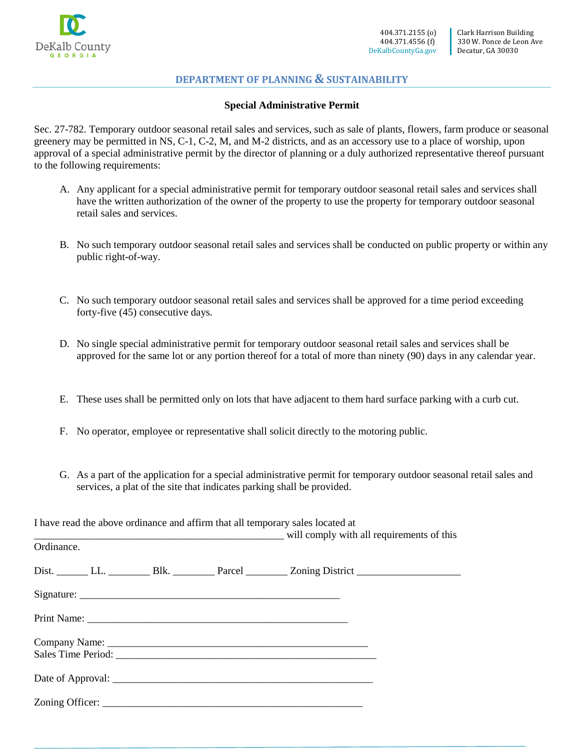DeKalb County GEORGIA

404.371.2155 (o)
404.371.4556 (f)
DeKalbCountyGa.gov

Clark Harrison Building
330 W. Ponce de Leon Ave
Decatur, GA 30030

## DEPARTMENT OF PLANNING & SUSTAINABILITY

### Special Administrative Permit

Sec. 27-782. Temporary outdoor seasonal retail sales and services, such as sale of plants, flowers, farm produce or seasonal greenery may be permitted in NS, C-1, C-2, M, and M-2 districts, and as an accessory use to a place of worship, upon approval of a special administrative permit by the director of planning or a duly authorized representative thereof pursuant to the following requirements:

A. Any applicant for a special administrative permit for temporary outdoor seasonal retail sales and services shall have the written authorization of the owner of the property to use the property for temporary outdoor seasonal retail sales and services.

B. No such temporary outdoor seasonal retail sales and services shall be conducted on public property or within any public right-of-way.

C. No such temporary outdoor seasonal retail sales and services shall be approved for a time period exceeding forty-five (45) consecutive days.

D. No single special administrative permit for temporary outdoor seasonal retail sales and services shall be approved for the same lot or any portion thereof for a total of more than ninety (90) days in any calendar year.

E. These uses shall be permitted only on lots that have adjacent to them hard surface parking with a curb cut.

F. No operator, employee or representative shall solicit directly to the motoring public.

G. As a part of the application for a special administrative permit for temporary outdoor seasonal retail sales and services, a plat of the site that indicates parking shall be provided.

I have read the above ordinance and affirm that all temporary sales located at _________________________________________________ will comply with all requirements of this Ordinance.

Dist. ______ LL. ________ Blk. ________ Parcel ________ Zoning District ____________________

Signature: ___________________________________________________

Print Name: ___________________________________________________

Company Name: ___________________________________________________
Sales Time Period: ___________________________________________________

Date of Approval: ___________________________________________________

Zoning Officer: ___________________________________________________